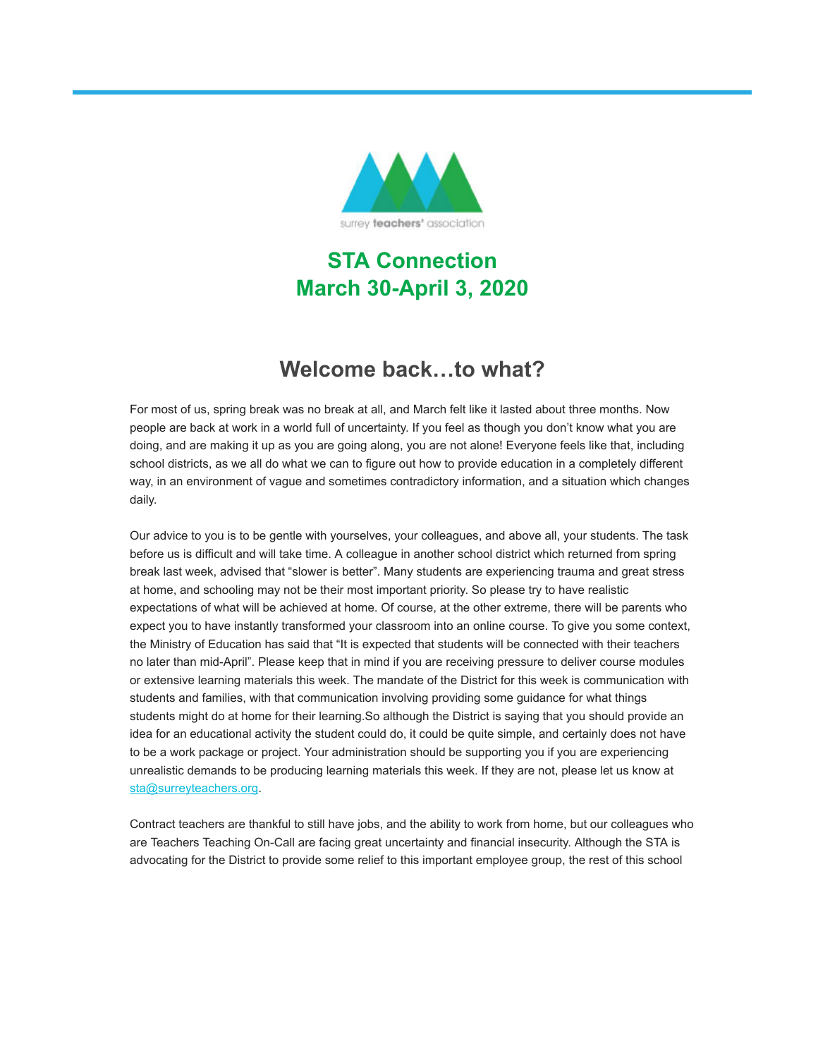surrey teachers' association

# STA Connection
# March 30-April 3, 2020

## Welcome back…to what?

For most of us, spring break was no break at all, and March felt like it lasted about three months. Now people are back at work in a world full of uncertainty. If you feel as though you don't know what you are doing, and are making it up as you are going along, you are not alone! Everyone feels like that, including school districts, as we all do what we can to figure out how to provide education in a completely different way, in an environment of vague and sometimes contradictory information, and a situation which changes daily.

Our advice to you is to be gentle with yourselves, your colleagues, and above all, your students. The task before us is difficult and will take time. A colleague in another school district which returned from spring break last week, advised that "slower is better". Many students are experiencing trauma and great stress at home, and schooling may not be their most important priority. So please try to have realistic expectations of what will be achieved at home. Of course, at the other extreme, there will be parents who expect you to have instantly transformed your classroom into an online course. To give you some context, the Ministry of Education has said that "It is expected that students will be connected with their teachers no later than mid-April". Please keep that in mind if you are receiving pressure to deliver course modules or extensive learning materials this week. The mandate of the District for this week is communication with students and families, with that communication involving providing some guidance for what things students might do at home for their learning.So although the District is saying that you should provide an idea for an educational activity the student could do, it could be quite simple, and certainly does not have to be a work package or project. Your administration should be supporting you if you are experiencing unrealistic demands to be producing learning materials this week. If they are not, please let us know at sta@surreyteachers.org.

Contract teachers are thankful to still have jobs, and the ability to work from home, but our colleagues who are Teachers Teaching On-Call are facing great uncertainty and financial insecurity. Although the STA is advocating for the District to provide some relief to this important employee group, the rest of this school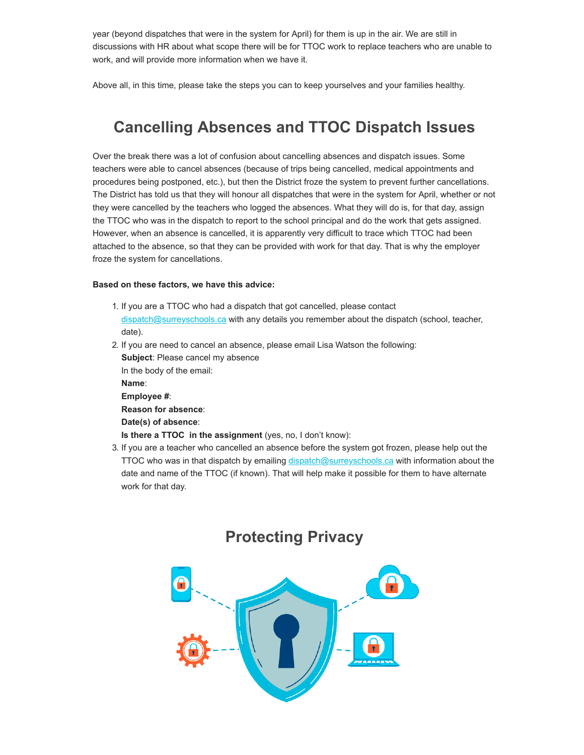year (beyond dispatches that were in the system for April) for them is up in the air. We are still in discussions with HR about what scope there will be for TTOC work to replace teachers who are unable to work, and will provide more information when we have it.

Above all, in this time, please take the steps you can to keep yourselves and your families healthy.

## Cancelling Absences and TTOC Dispatch Issues

Over the break there was a lot of confusion about cancelling absences and dispatch issues. Some teachers were able to cancel absences (because of trips being cancelled, medical appointments and procedures being postponed, etc.), but then the District froze the system to prevent further cancellations. The District has told us that they will honour all dispatches that were in the system for April, whether or not they were cancelled by the teachers who logged the absences. What they will do is, for that day, assign the TTOC who was in the dispatch to report to the school principal and do the work that gets assigned. However, when an absence is cancelled, it is apparently very difficult to trace which TTOC had been attached to the absence, so that they can be provided with work for that day. That is why the employer froze the system for cancellations.

**Based on these factors, we have this advice:**

1. If you are a TTOC who had a dispatch that got cancelled, please contact dispatch@surreyschools.ca with any details you remember about the dispatch (school, teacher, date).
2. If you are need to cancel an absence, please email Lisa Watson the following:
   **Subject**: Please cancel my absence
   In the body of the email:
   **Name**:
   **Employee #**:
   **Reason for absence**:
   **Date(s) of absence**:
   **Is there a TTOC in the assignment** (yes, no, I don't know):
3. If you are a teacher who cancelled an absence before the system got frozen, please help out the TTOC who was in that dispatch by emailing dispatch@surreyschools.ca with information about the date and name of the TTOC (if known). That will help make it possible for them to have alternate work for that day.

## Protecting Privacy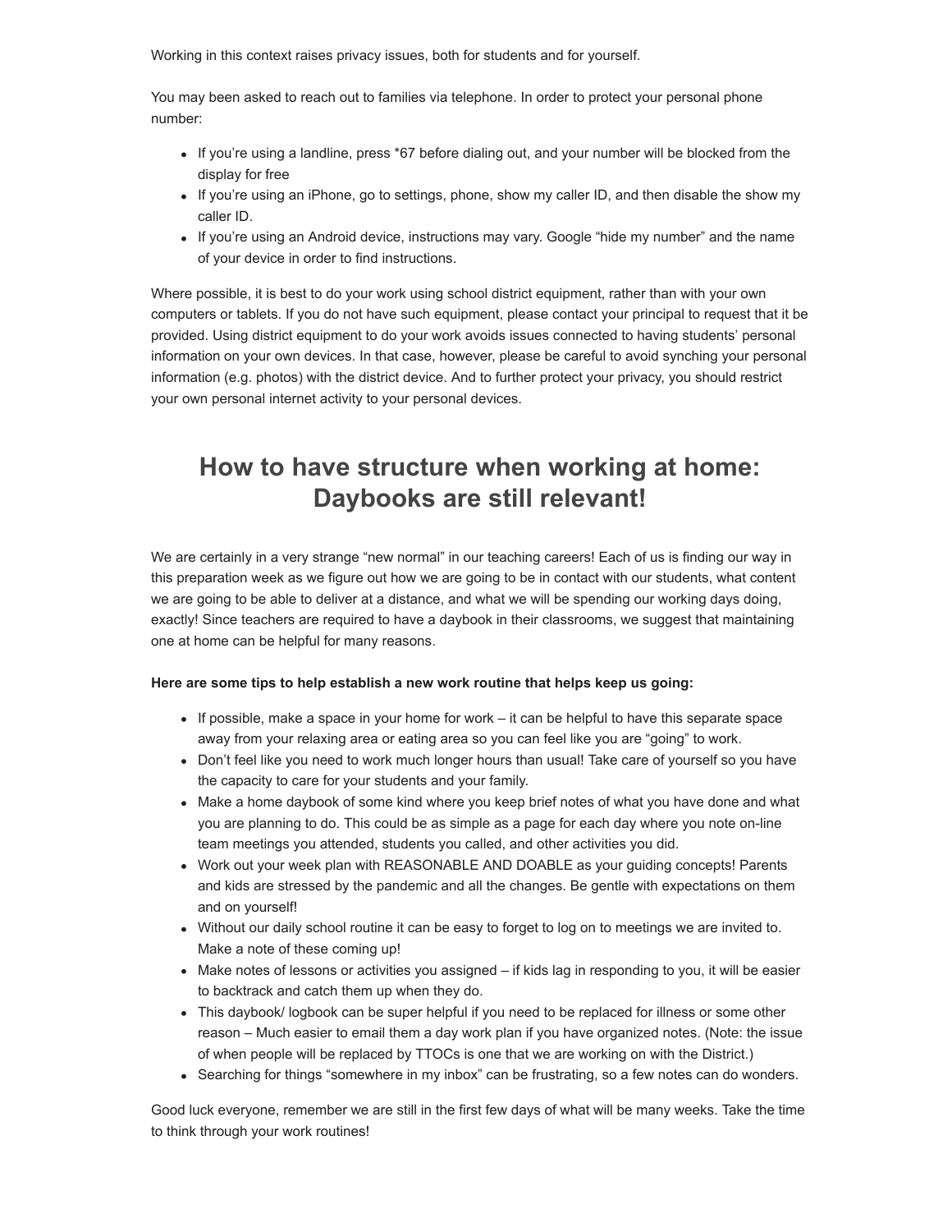Working in this context raises privacy issues, both for students and for yourself.

You may been asked to reach out to families via telephone. In order to protect your personal phone number:

- If you're using a landline, press *67 before dialing out, and your number will be blocked from the display for free
- If you're using an iPhone, go to settings, phone, show my caller ID, and then disable the show my caller ID.
- If you're using an Android device, instructions may vary. Google "hide my number" and the name of your device in order to find instructions.

Where possible, it is best to do your work using school district equipment, rather than with your own computers or tablets. If you do not have such equipment, please contact your principal to request that it be provided. Using district equipment to do your work avoids issues connected to having students' personal information on your own devices. In that case, however, please be careful to avoid synching your personal information (e.g. photos) with the district device. And to further protect your privacy, you should restrict your own personal internet activity to your personal devices.

## How to have structure when working at home: Daybooks are still relevant!

We are certainly in a very strange "new normal" in our teaching careers! Each of us is finding our way in this preparation week as we figure out how we are going to be in contact with our students, what content we are going to be able to deliver at a distance, and what we will be spending our working days doing, exactly! Since teachers are required to have a daybook in their classrooms, we suggest that maintaining one at home can be helpful for many reasons.

**Here are some tips to help establish a new work routine that helps keep us going:**

- If possible, make a space in your home for work – it can be helpful to have this separate space away from your relaxing area or eating area so you can feel like you are "going" to work.
- Don't feel like you need to work much longer hours than usual! Take care of yourself so you have the capacity to care for your students and your family.
- Make a home daybook of some kind where you keep brief notes of what you have done and what you are planning to do. This could be as simple as a page for each day where you note on-line team meetings you attended, students you called, and other activities you did.
- Work out your week plan with REASONABLE AND DOABLE as your guiding concepts! Parents and kids are stressed by the pandemic and all the changes. Be gentle with expectations on them and on yourself!
- Without our daily school routine it can be easy to forget to log on to meetings we are invited to. Make a note of these coming up!
- Make notes of lessons or activities you assigned – if kids lag in responding to you, it will be easier to backtrack and catch them up when they do.
- This daybook/ logbook can be super helpful if you need to be replaced for illness or some other reason – Much easier to email them a day work plan if you have organized notes. (Note: the issue of when people will be replaced by TTOCs is one that we are working on with the District.)
- Searching for things "somewhere in my inbox" can be frustrating, so a few notes can do wonders.

Good luck everyone, remember we are still in the first few days of what will be many weeks. Take the time to think through your work routines!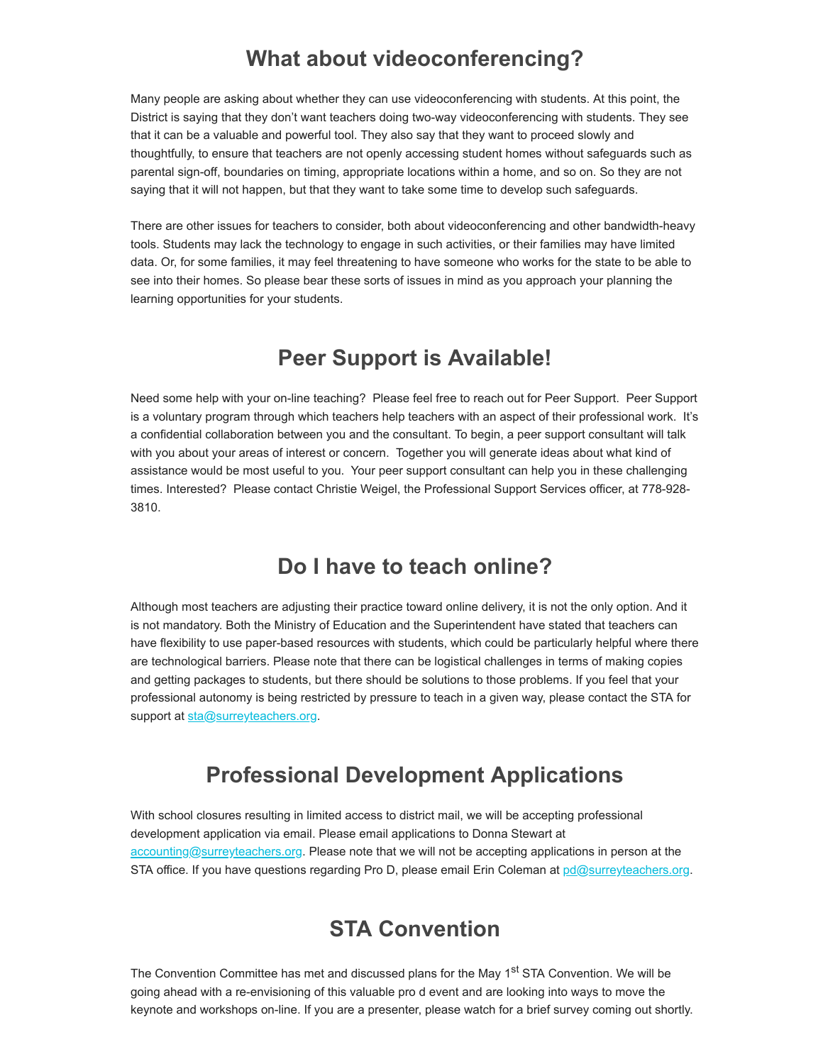## What about videoconferencing?

Many people are asking about whether they can use videoconferencing with students. At this point, the District is saying that they don't want teachers doing two-way videoconferencing with students. They see that it can be a valuable and powerful tool. They also say that they want to proceed slowly and thoughtfully, to ensure that teachers are not openly accessing student homes without safeguards such as parental sign-off, boundaries on timing, appropriate locations within a home, and so on. So they are not saying that it will not happen, but that they want to take some time to develop such safeguards.

There are other issues for teachers to consider, both about videoconferencing and other bandwidth-heavy tools. Students may lack the technology to engage in such activities, or their families may have limited data. Or, for some families, it may feel threatening to have someone who works for the state to be able to see into their homes. So please bear these sorts of issues in mind as you approach your planning the learning opportunities for your students.

## Peer Support is Available!

Need some help with your on-line teaching? Please feel free to reach out for Peer Support. Peer Support is a voluntary program through which teachers help teachers with an aspect of their professional work. It's a confidential collaboration between you and the consultant. To begin, a peer support consultant will talk with you about your areas of interest or concern. Together you will generate ideas about what kind of assistance would be most useful to you. Your peer support consultant can help you in these challenging times. Interested? Please contact Christie Weigel, the Professional Support Services officer, at 778-928-3810.

## Do I have to teach online?

Although most teachers are adjusting their practice toward online delivery, it is not the only option. And it is not mandatory. Both the Ministry of Education and the Superintendent have stated that teachers can have flexibility to use paper-based resources with students, which could be particularly helpful where there are technological barriers. Please note that there can be logistical challenges in terms of making copies and getting packages to students, but there should be solutions to those problems. If you feel that your professional autonomy is being restricted by pressure to teach in a given way, please contact the STA for support at sta@surreyteachers.org.

## Professional Development Applications

With school closures resulting in limited access to district mail, we will be accepting professional development application via email. Please email applications to Donna Stewart at accounting@surreyteachers.org. Please note that we will not be accepting applications in person at the STA office. If you have questions regarding Pro D, please email Erin Coleman at pd@surreyteachers.org.

## STA Convention

The Convention Committee has met and discussed plans for the May 1st STA Convention. We will be going ahead with a re-envisioning of this valuable pro d event and are looking into ways to move the keynote and workshops on-line. If you are a presenter, please watch for a brief survey coming out shortly.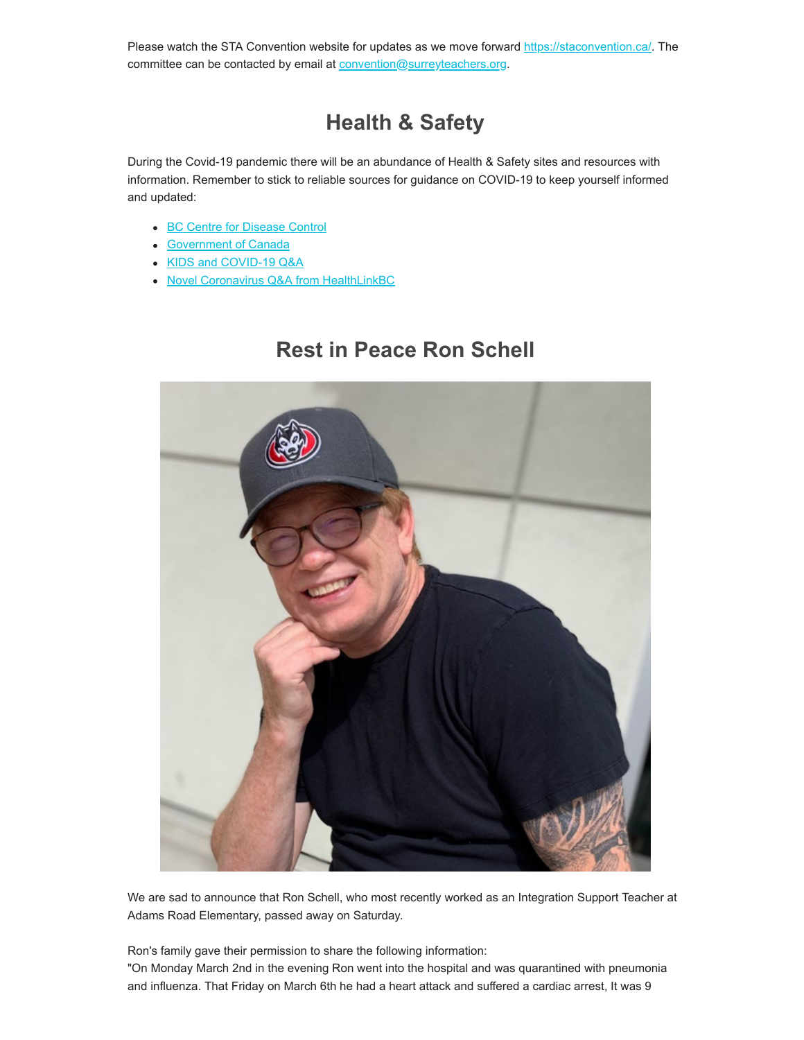Please watch the STA Convention website for updates as we move forward https://staconvention.ca/. The committee can be contacted by email at convention@surreyteachers.org.

## Health & Safety

During the Covid-19 pandemic there will be an abundance of Health & Safety sites and resources with information. Remember to stick to reliable sources for guidance on COVID-19 to keep yourself informed and updated:

- BC Centre for Disease Control
- Government of Canada
- KIDS and COVID-19 Q&A
- Novel Coronavirus Q&A from HealthLinkBC

## Rest in Peace Ron Schell

We are sad to announce that Ron Schell, who most recently worked as an Integration Support Teacher at Adams Road Elementary, passed away on Saturday.

Ron's family gave their permission to share the following information:
"On Monday March 2nd in the evening Ron went into the hospital and was quarantined with pneumonia and influenza. That Friday on March 6th he had a heart attack and suffered a cardiac arrest, It was 9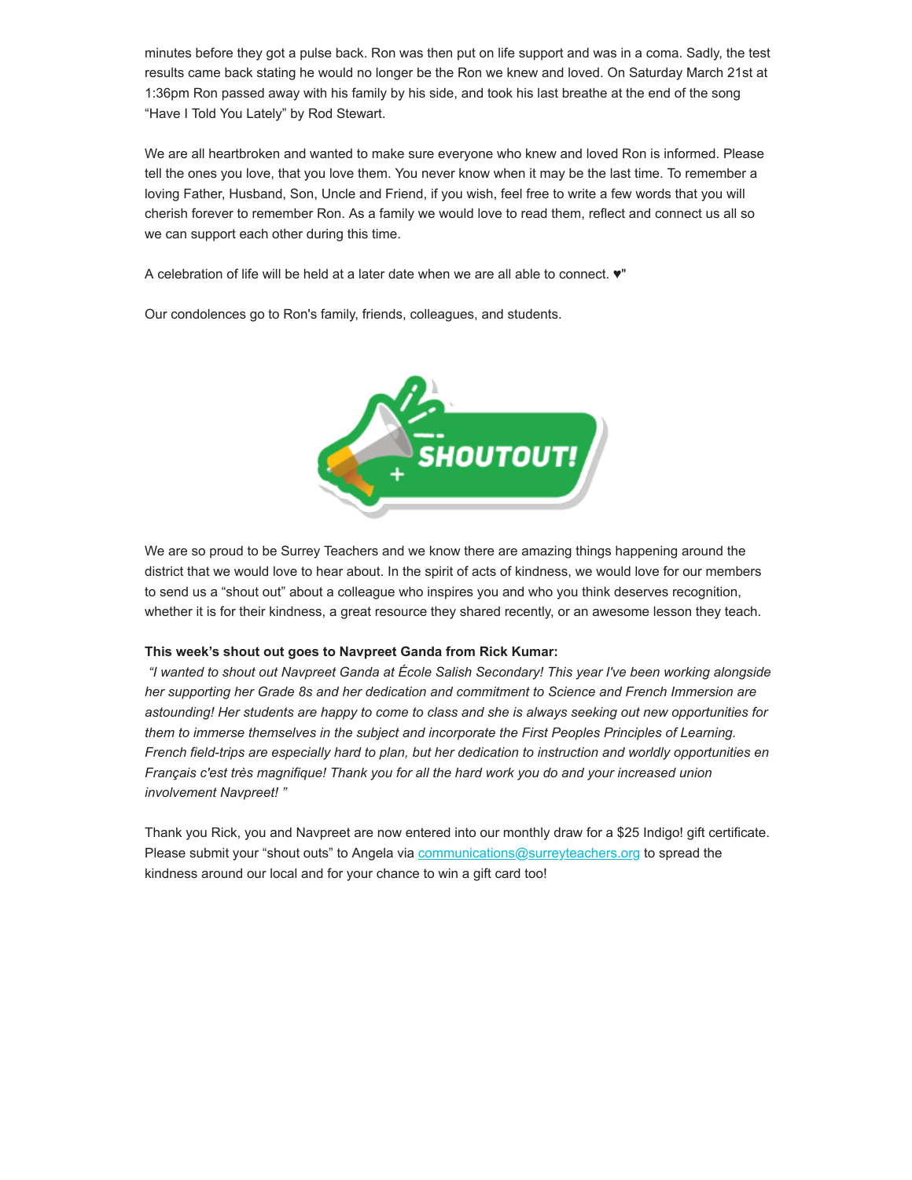minutes before they got a pulse back. Ron was then put on life support and was in a coma. Sadly, the test results came back stating he would no longer be the Ron we knew and loved. On Saturday March 21st at 1:36pm Ron passed away with his family by his side, and took his last breathe at the end of the song "Have I Told You Lately" by Rod Stewart.

We are all heartbroken and wanted to make sure everyone who knew and loved Ron is informed. Please tell the ones you love, that you love them. You never know when it may be the last time. To remember a loving Father, Husband, Son, Uncle and Friend, if you wish, feel free to write a few words that you will cherish forever to remember Ron. As a family we would love to read them, reflect and connect us all so we can support each other during this time.

A celebration of life will be held at a later date when we are all able to connect. ♥"

Our condolences go to Ron's family, friends, colleagues, and students.

SHOUTOUT!

We are so proud to be Surrey Teachers and we know there are amazing things happening around the district that we would love to hear about. In the spirit of acts of kindness, we would love for our members to send us a "shout out" about a colleague who inspires you and who you think deserves recognition, whether it is for their kindness, a great resource they shared recently, or an awesome lesson they teach.

**This week's shout out goes to Navpreet Ganda from Rick Kumar:**
*"I wanted to shout out Navpreet Ganda at École Salish Secondary! This year I've been working alongside her supporting her Grade 8s and her dedication and commitment to Science and French Immersion are astounding! Her students are happy to come to class and she is always seeking out new opportunities for them to immerse themselves in the subject and incorporate the First Peoples Principles of Learning. French field-trips are especially hard to plan, but her dedication to instruction and worldly opportunities en Français c'est très magnifique! Thank you for all the hard work you do and your increased union involvement Navpreet! "*

Thank you Rick, you and Navpreet are now entered into our monthly draw for a $25 Indigo! gift certificate. Please submit your "shout outs" to Angela via [communications@surreyteachers.org](mailto:communications@surreyteachers.org) to spread the kindness around our local and for your chance to win a gift card too!